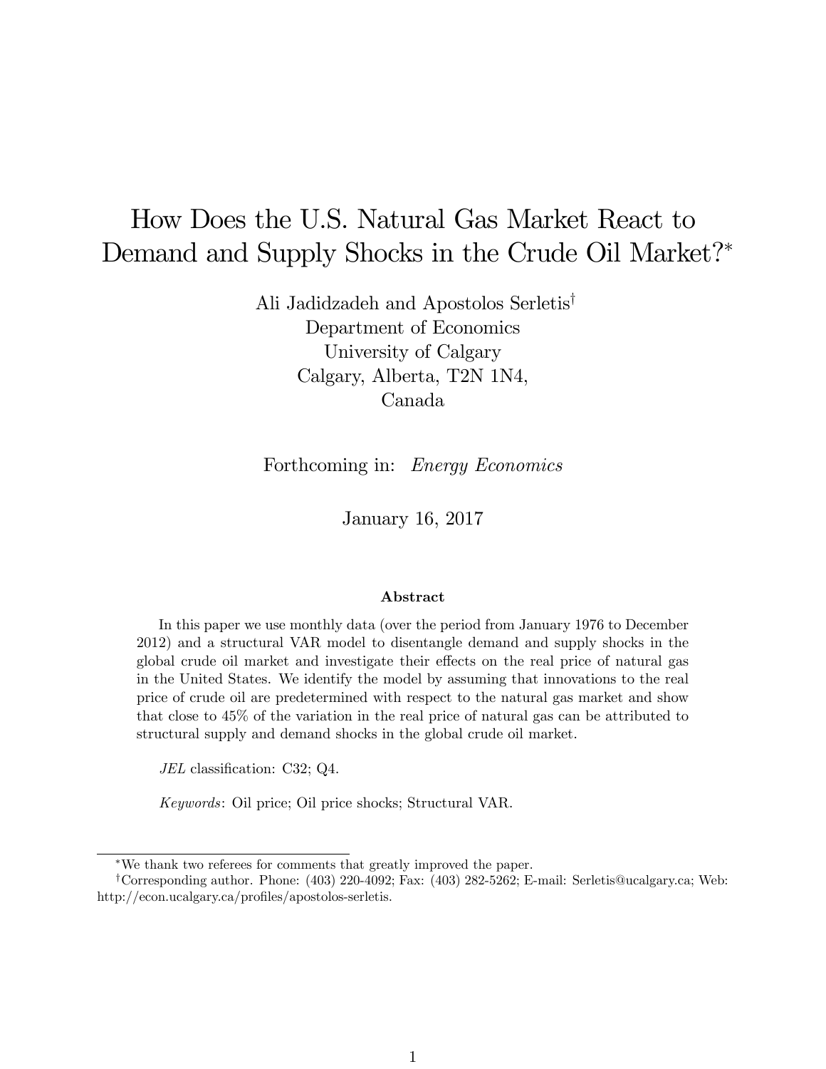# How Does the U.S. Natural Gas Market React to Demand and Supply Shocks in the Crude Oil Market?*

Ali Jadidzadeh and Apostolos Serletis[†]
Department of Economics
University of Calgary
Calgary, Alberta, T2N 1N4,
Canada

Forthcoming in: *Energy Economics*

January 16, 2017

### Abstract

In this paper we use monthly data (over the period from January 1976 to December 2012) and a structural VAR model to disentangle demand and supply shocks in the global crude oil market and investigate their effects on the real price of natural gas in the United States. We identify the model by assuming that innovations to the real price of crude oil are predetermined with respect to the natural gas market and show that close to 45% of the variation in the real price of natural gas can be attributed to structural supply and demand shocks in the global crude oil market.

*JEL* classification: C32; Q4.

*Keywords*: Oil price; Oil price shocks; Structural VAR.

---

*We thank two referees for comments that greatly improved the paper.

[†]Corresponding author. Phone: (403) 220-4092; Fax: (403) 282-5262; E-mail: Serletis@ucalgary.ca; Web: http://econ.ucalgary.ca/profiles/apostolos-serletis.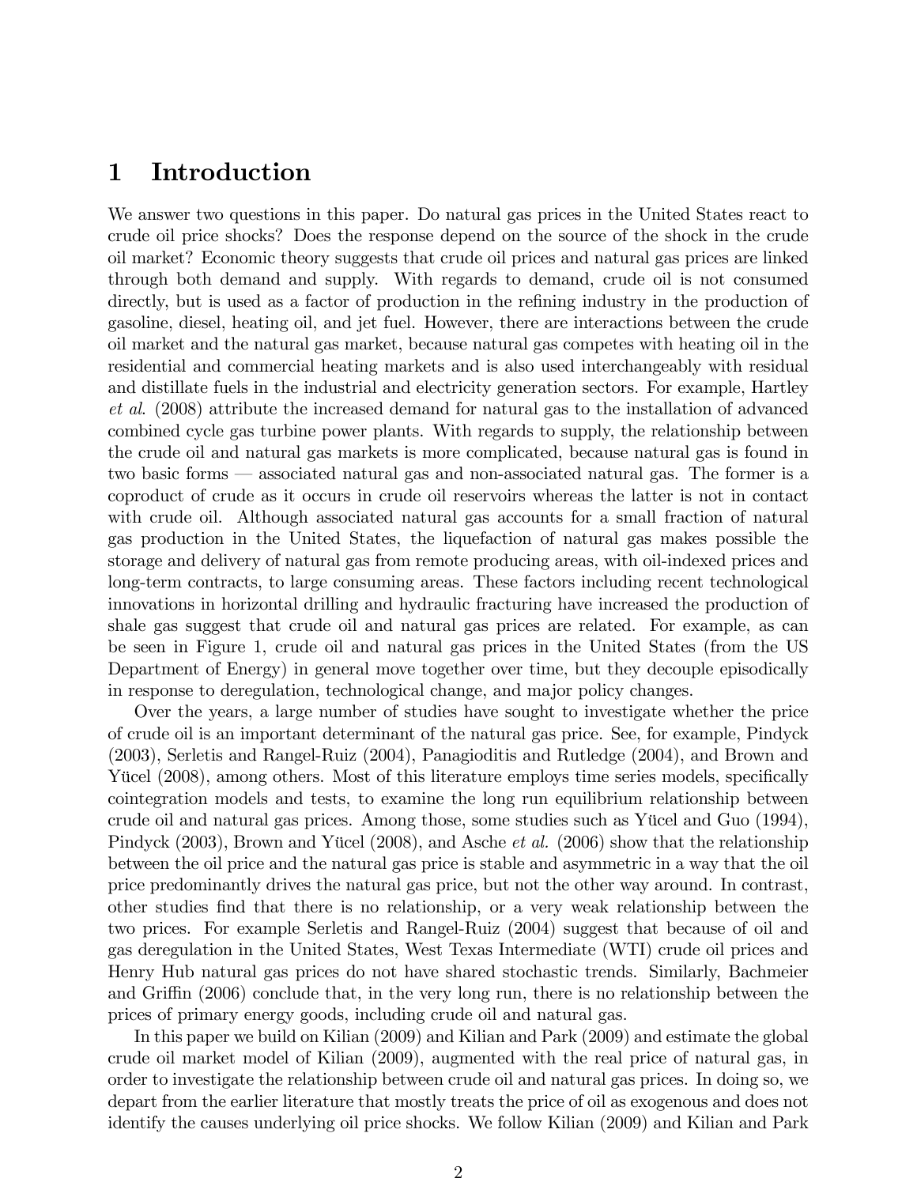# 1 Introduction

We answer two questions in this paper. Do natural gas prices in the United States react to crude oil price shocks? Does the response depend on the source of the shock in the crude oil market? Economic theory suggests that crude oil prices and natural gas prices are linked through both demand and supply. With regards to demand, crude oil is not consumed directly, but is used as a factor of production in the refining industry in the production of gasoline, diesel, heating oil, and jet fuel. However, there are interactions between the crude oil market and the natural gas market, because natural gas competes with heating oil in the residential and commercial heating markets and is also used interchangeably with residual and distillate fuels in the industrial and electricity generation sectors. For example, Hartley *et al.* (2008) attribute the increased demand for natural gas to the installation of advanced combined cycle gas turbine power plants. With regards to supply, the relationship between the crude oil and natural gas markets is more complicated, because natural gas is found in two basic forms — associated natural gas and non-associated natural gas. The former is a coproduct of crude as it occurs in crude oil reservoirs whereas the latter is not in contact with crude oil. Although associated natural gas accounts for a small fraction of natural gas production in the United States, the liquefaction of natural gas makes possible the storage and delivery of natural gas from remote producing areas, with oil-indexed prices and long-term contracts, to large consuming areas. These factors including recent technological innovations in horizontal drilling and hydraulic fracturing have increased the production of shale gas suggest that crude oil and natural gas prices are related. For example, as can be seen in Figure 1, crude oil and natural gas prices in the United States (from the US Department of Energy) in general move together over time, but they decouple episodically in response to deregulation, technological change, and major policy changes.

Over the years, a large number of studies have sought to investigate whether the price of crude oil is an important determinant of the natural gas price. See, for example, Pindyck (2003), Serletis and Rangel-Ruiz (2004), Panagioditis and Rutledge (2004), and Brown and Yücel (2008), among others. Most of this literature employs time series models, specifically cointegration models and tests, to examine the long run equilibrium relationship between crude oil and natural gas prices. Among those, some studies such as Yücel and Guo (1994), Pindyck (2003), Brown and Yücel (2008), and Asche *et al.* (2006) show that the relationship between the oil price and the natural gas price is stable and asymmetric in a way that the oil price predominantly drives the natural gas price, but not the other way around. In contrast, other studies find that there is no relationship, or a very weak relationship between the two prices. For example Serletis and Rangel-Ruiz (2004) suggest that because of oil and gas deregulation in the United States, West Texas Intermediate (WTI) crude oil prices and Henry Hub natural gas prices do not have shared stochastic trends. Similarly, Bachmeier and Griffin (2006) conclude that, in the very long run, there is no relationship between the prices of primary energy goods, including crude oil and natural gas.

In this paper we build on Kilian (2009) and Kilian and Park (2009) and estimate the global crude oil market model of Kilian (2009), augmented with the real price of natural gas, in order to investigate the relationship between crude oil and natural gas prices. In doing so, we depart from the earlier literature that mostly treats the price of oil as exogenous and does not identify the causes underlying oil price shocks. We follow Kilian (2009) and Kilian and Park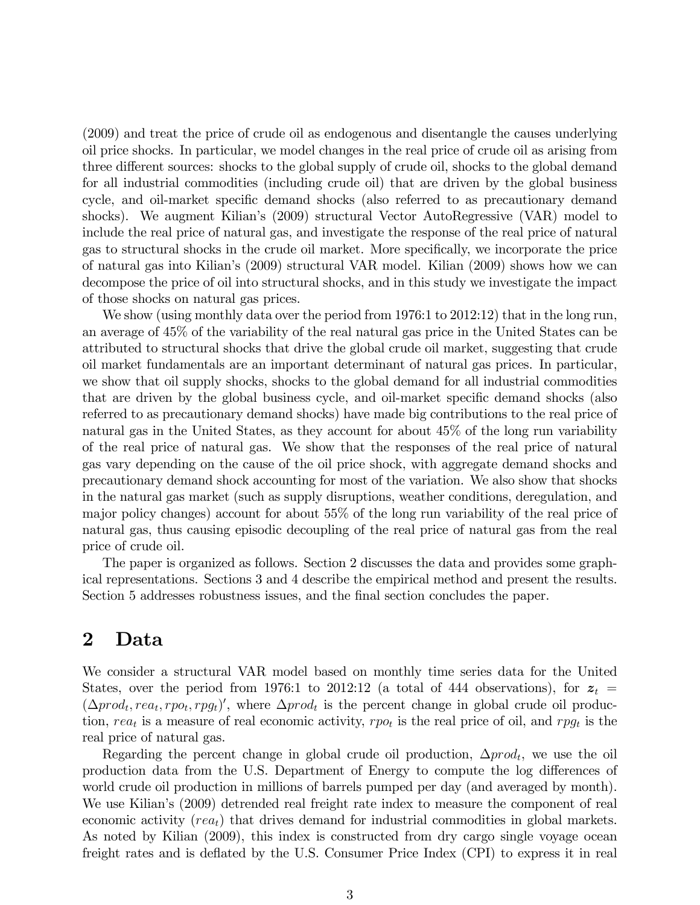(2009) and treat the price of crude oil as endogenous and disentangle the causes underlying oil price shocks. In particular, we model changes in the real price of crude oil as arising from three different sources: shocks to the global supply of crude oil, shocks to the global demand for all industrial commodities (including crude oil) that are driven by the global business cycle, and oil-market specific demand shocks (also referred to as precautionary demand shocks). We augment Kilian's (2009) structural Vector AutoRegressive (VAR) model to include the real price of natural gas, and investigate the response of the real price of natural gas to structural shocks in the crude oil market. More specifically, we incorporate the price of natural gas into Kilian's (2009) structural VAR model. Kilian (2009) shows how we can decompose the price of oil into structural shocks, and in this study we investigate the impact of those shocks on natural gas prices.

We show (using monthly data over the period from 1976:1 to 2012:12) that in the long run, an average of 45% of the variability of the real natural gas price in the United States can be attributed to structural shocks that drive the global crude oil market, suggesting that crude oil market fundamentals are an important determinant of natural gas prices. In particular, we show that oil supply shocks, shocks to the global demand for all industrial commodities that are driven by the global business cycle, and oil-market specific demand shocks (also referred to as precautionary demand shocks) have made big contributions to the real price of natural gas in the United States, as they account for about 45% of the long run variability of the real price of natural gas. We show that the responses of the real price of natural gas vary depending on the cause of the oil price shock, with aggregate demand shocks and precautionary demand shock accounting for most of the variation. We also show that shocks in the natural gas market (such as supply disruptions, weather conditions, deregulation, and major policy changes) account for about 55% of the long run variability of the real price of natural gas, thus causing episodic decoupling of the real price of natural gas from the real price of crude oil.

The paper is organized as follows. Section 2 discusses the data and provides some graphical representations. Sections 3 and 4 describe the empirical method and present the results. Section 5 addresses robustness issues, and the final section concludes the paper.

## 2 Data

We consider a structural VAR model based on monthly time series data for the United States, over the period from 1976:1 to 2012:12 (a total of 444 observations), for $\boldsymbol{z}_t = (\Delta prod_t, rea_t, rpo_t, rpg_t)'$, where $\Delta prod_t$ is the percent change in global crude oil production, $rea_t$ is a measure of real economic activity, $rpo_t$ is the real price of oil, and $rpg_t$ is the real price of natural gas.

Regarding the percent change in global crude oil production, $\Delta prod_t$, we use the oil production data from the U.S. Department of Energy to compute the log differences of world crude oil production in millions of barrels pumped per day (and averaged by month). We use Kilian's (2009) detrended real freight rate index to measure the component of real economic activity ($rea_t$) that drives demand for industrial commodities in global markets. As noted by Kilian (2009), this index is constructed from dry cargo single voyage ocean freight rates and is deflated by the U.S. Consumer Price Index (CPI) to express it in real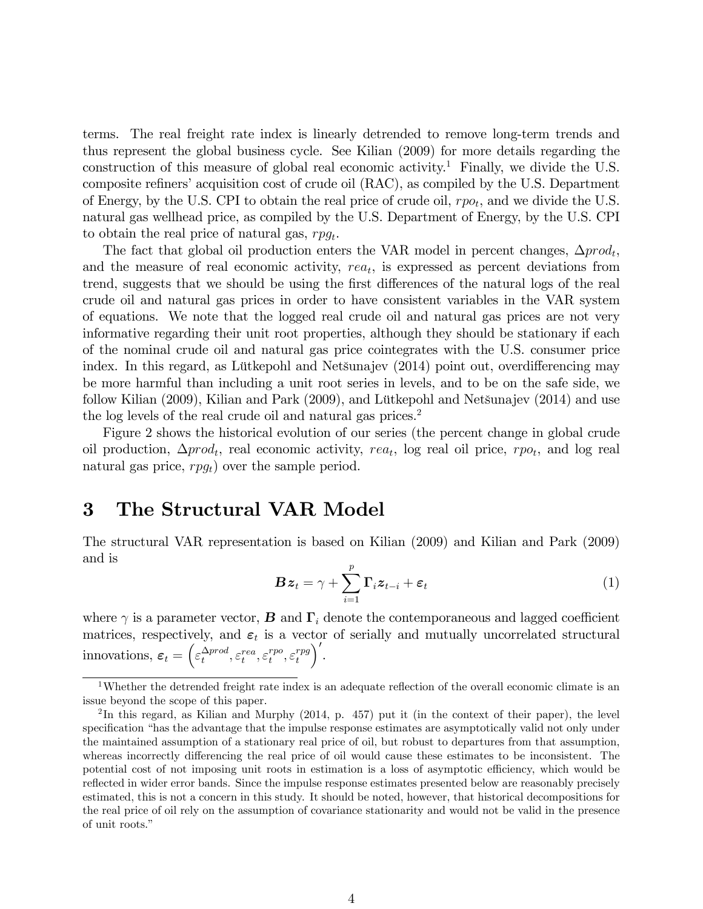terms. The real freight rate index is linearly detrended to remove long-term trends and thus represent the global business cycle. See Kilian (2009) for more details regarding the construction of this measure of global real economic activity.[1] Finally, we divide the U.S. composite refiners' acquisition cost of crude oil (RAC), as compiled by the U.S. Department of Energy, by the U.S. CPI to obtain the real price of crude oil, $rpo_t$, and we divide the U.S. natural gas wellhead price, as compiled by the U.S. Department of Energy, by the U.S. CPI to obtain the real price of natural gas, $rpg_t$.

The fact that global oil production enters the VAR model in percent changes, $\Delta prod_t$, and the measure of real economic activity, $rea_t$, is expressed as percent deviations from trend, suggests that we should be using the first differences of the natural logs of the real crude oil and natural gas prices in order to have consistent variables in the VAR system of equations. We note that the logged real crude oil and natural gas prices are not very informative regarding their unit root properties, although they should be stationary if each of the nominal crude oil and natural gas price cointegrates with the U.S. consumer price index. In this regard, as Lütkepohl and Netšunajev (2014) point out, overdifferencing may be more harmful than including a unit root series in levels, and to be on the safe side, we follow Kilian (2009), Kilian and Park (2009), and Lütkepohl and Netšunajev (2014) and use the log levels of the real crude oil and natural gas prices.[2]

Figure 2 shows the historical evolution of our series (the percent change in global crude oil production, $\Delta prod_t$, real economic activity, $rea_t$, log real oil price, $rpo_t$, and log real natural gas price, $rpg_t$) over the sample period.

# 3 The Structural VAR Model

The structural VAR representation is based on Kilian (2009) and Kilian and Park (2009) and is

$$\boldsymbol{B}\boldsymbol{z}_t = \gamma + \sum_{i=1}^{p} \boldsymbol{\Gamma}_i \boldsymbol{z}_{t-i} + \boldsymbol{\varepsilon}_t \tag{1}$$

where $\gamma$ is a parameter vector, $\boldsymbol{B}$ and $\boldsymbol{\Gamma}_i$ denote the contemporaneous and lagged coefficient matrices, respectively, and $\boldsymbol{\varepsilon}_t$ is a vector of serially and mutually uncorrelated structural innovations, $\boldsymbol{\varepsilon}_t = \left(\varepsilon_t^{\Delta prod}, \varepsilon_t^{rea}, \varepsilon_t^{rpo}, \varepsilon_t^{rpg}\right)'$.

[1] Whether the detrended freight rate index is an adequate reflection of the overall economic climate is an issue beyond the scope of this paper.

[2] In this regard, as Kilian and Murphy (2014, p. 457) put it (in the context of their paper), the level specification "has the advantage that the impulse response estimates are asymptotically valid not only under the maintained assumption of a stationary real price of oil, but robust to departures from that assumption, whereas incorrectly differencing the real price of oil would cause these estimates to be inconsistent. The potential cost of not imposing unit roots in estimation is a loss of asymptotic efficiency, which would be reflected in wider error bands. Since the impulse response estimates presented below are reasonably precisely estimated, this is not a concern in this study. It should be noted, however, that historical decompositions for the real price of oil rely on the assumption of covariance stationarity and would not be valid in the presence of unit roots."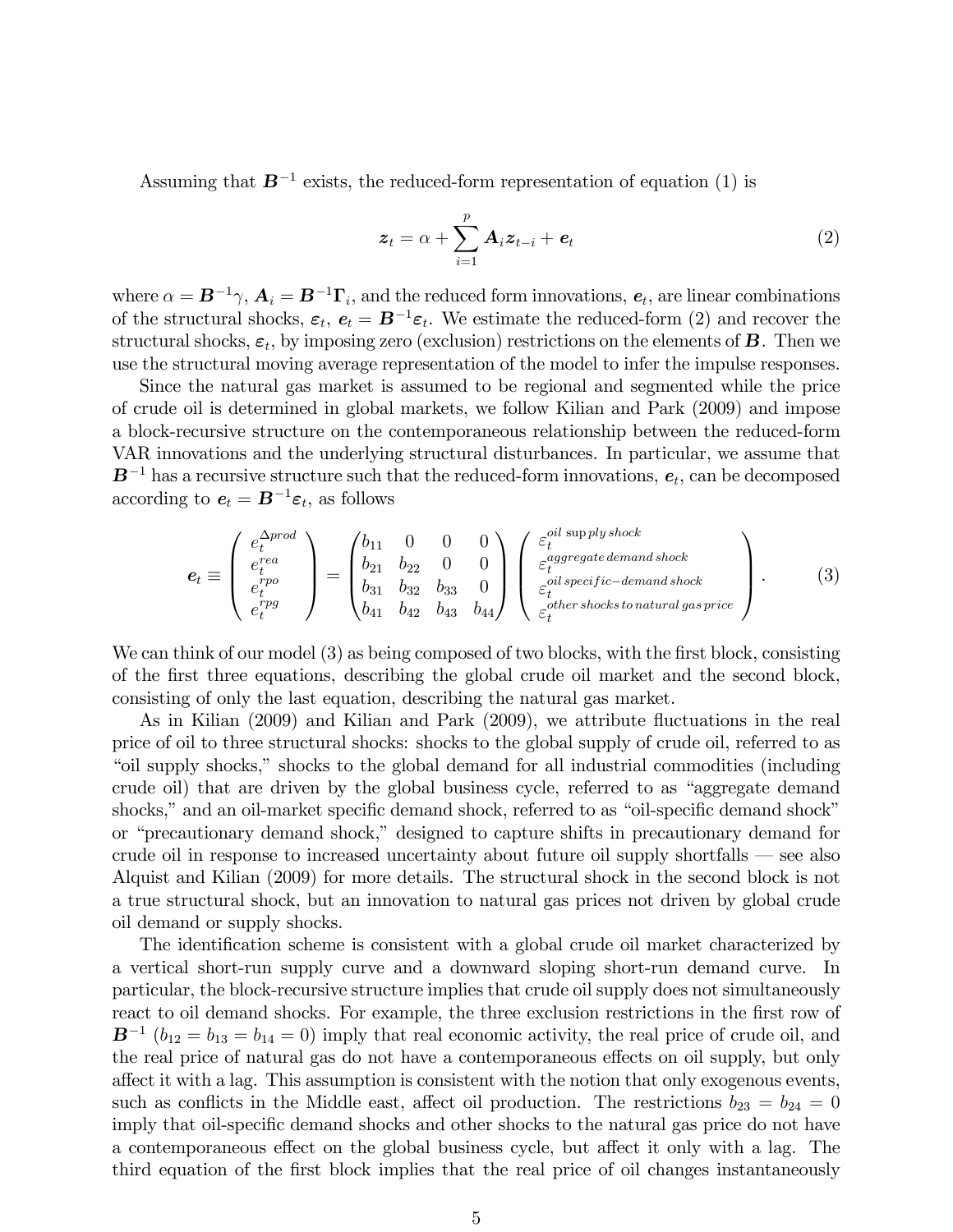Assuming that $\boldsymbol{B}^{-1}$ exists, the reduced-form representation of equation (1) is

$$\boldsymbol{z}_t = \alpha + \sum_{i=1}^{p} \boldsymbol{A}_i \boldsymbol{z}_{t-i} + \boldsymbol{e}_t \tag{2}$$

where $\alpha = \boldsymbol{B}^{-1}\gamma$, $\boldsymbol{A}_i = \boldsymbol{B}^{-1}\boldsymbol{\Gamma}_i$, and the reduced form innovations, $\boldsymbol{e}_t$, are linear combinations of the structural shocks, $\boldsymbol{\varepsilon}_t$, $\boldsymbol{e}_t = \boldsymbol{B}^{-1}\boldsymbol{\varepsilon}_t$. We estimate the reduced-form (2) and recover the structural shocks, $\boldsymbol{\varepsilon}_t$, by imposing zero (exclusion) restrictions on the elements of $\boldsymbol{B}$. Then we use the structural moving average representation of the model to infer the impulse responses.

Since the natural gas market is assumed to be regional and segmented while the price of crude oil is determined in global markets, we follow Kilian and Park (2009) and impose a block-recursive structure on the contemporaneous relationship between the reduced-form VAR innovations and the underlying structural disturbances. In particular, we assume that $\boldsymbol{B}^{-1}$ has a recursive structure such that the reduced-form innovations, $\boldsymbol{e}_t$, can be decomposed according to $\boldsymbol{e}_t = \boldsymbol{B}^{-1}\boldsymbol{\varepsilon}_t$, as follows

$$\boldsymbol{e}_t \equiv \begin{pmatrix} e_t^{\Delta prod} \\ e_t^{rea} \\ e_t^{rpo} \\ e_t^{rpg} \end{pmatrix} = \begin{pmatrix} b_{11} & 0 & 0 & 0 \\ b_{21} & b_{22} & 0 & 0 \\ b_{31} & b_{32} & b_{33} & 0 \\ b_{41} & b_{42} & b_{43} & b_{44} \end{pmatrix} \begin{pmatrix} \varepsilon_t^{oil\ supply\ shock} \\ \varepsilon_t^{aggregate\ demand\ shock} \\ \varepsilon_t^{oil\ specific-demand\ shock} \\ \varepsilon_t^{other\ shocks\ to\ natural\ gas\ price} \end{pmatrix}. \tag{3}$$

We can think of our model (3) as being composed of two blocks, with the first block, consisting of the first three equations, describing the global crude oil market and the second block, consisting of only the last equation, describing the natural gas market.

As in Kilian (2009) and Kilian and Park (2009), we attribute fluctuations in the real price of oil to three structural shocks: shocks to the global supply of crude oil, referred to as "oil supply shocks," shocks to the global demand for all industrial commodities (including crude oil) that are driven by the global business cycle, referred to as "aggregate demand shocks," and an oil-market specific demand shock, referred to as "oil-specific demand shock" or "precautionary demand shock," designed to capture shifts in precautionary demand for crude oil in response to increased uncertainty about future oil supply shortfalls — see also Alquist and Kilian (2009) for more details. The structural shock in the second block is not a true structural shock, but an innovation to natural gas prices not driven by global crude oil demand or supply shocks.

The identification scheme is consistent with a global crude oil market characterized by a vertical short-run supply curve and a downward sloping short-run demand curve. In particular, the block-recursive structure implies that crude oil supply does not simultaneously react to oil demand shocks. For example, the three exclusion restrictions in the first row of $\boldsymbol{B}^{-1}$ ($b_{12} = b_{13} = b_{14} = 0$) imply that real economic activity, the real price of crude oil, and the real price of natural gas do not have a contemporaneous effects on oil supply, but only affect it with a lag. This assumption is consistent with the notion that only exogenous events, such as conflicts in the Middle east, affect oil production. The restrictions $b_{23} = b_{24} = 0$ imply that oil-specific demand shocks and other shocks to the natural gas price do not have a contemporaneous effect on the global business cycle, but affect it only with a lag. The third equation of the first block implies that the real price of oil changes instantaneously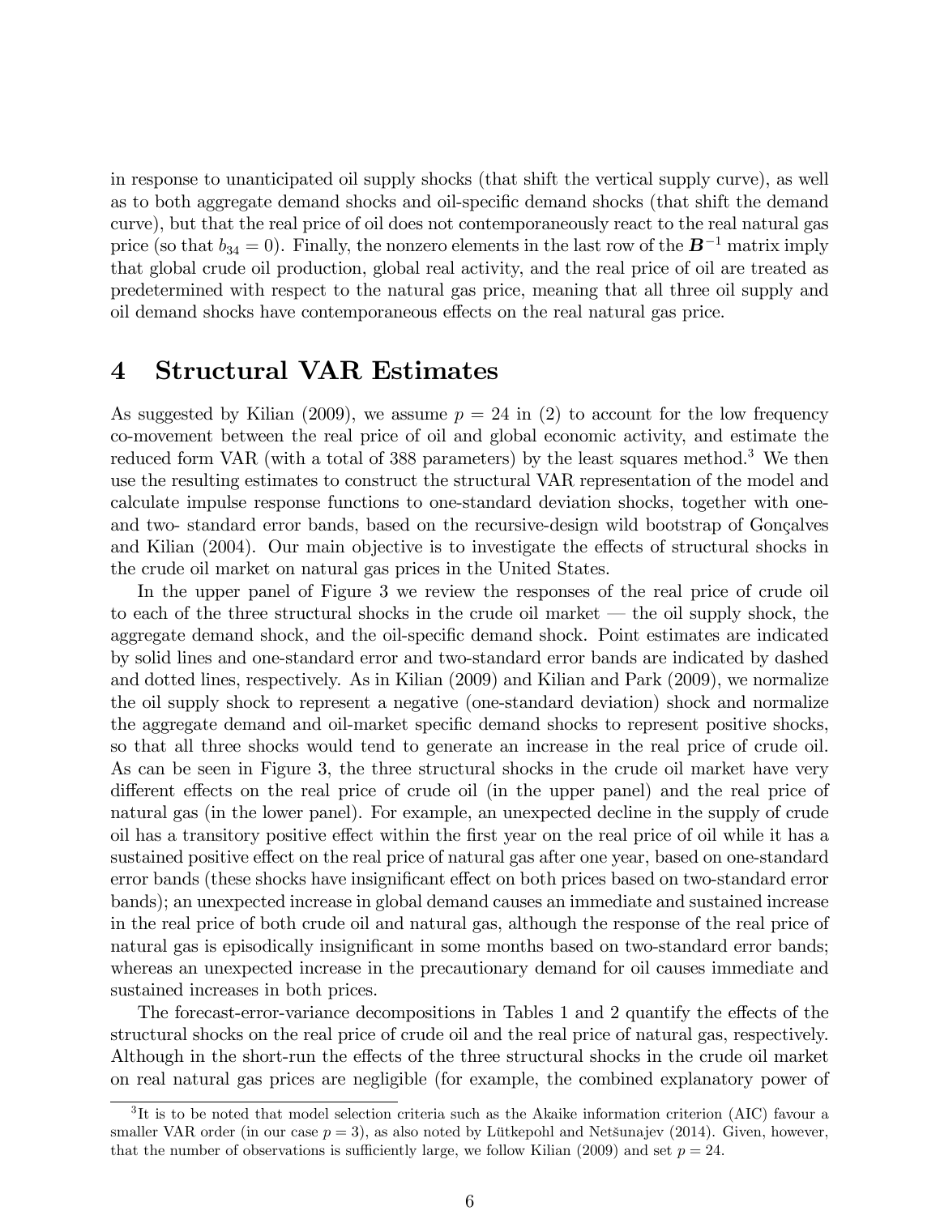in response to unanticipated oil supply shocks (that shift the vertical supply curve), as well as to both aggregate demand shocks and oil-specific demand shocks (that shift the demand curve), but that the real price of oil does not contemporaneously react to the real natural gas price (so that $b_{34} = 0$). Finally, the nonzero elements in the last row of the $\boldsymbol{B}^{-1}$ matrix imply that global crude oil production, global real activity, and the real price of oil are treated as predetermined with respect to the natural gas price, meaning that all three oil supply and oil demand shocks have contemporaneous effects on the real natural gas price.

# 4 Structural VAR Estimates

As suggested by Kilian (2009), we assume $p = 24$ in (2) to account for the low frequency co-movement between the real price of oil and global economic activity, and estimate the reduced form VAR (with a total of 388 parameters) by the least squares method.[3] We then use the resulting estimates to construct the structural VAR representation of the model and calculate impulse response functions to one-standard deviation shocks, together with one- and two- standard error bands, based on the recursive-design wild bootstrap of Gonçalves and Kilian (2004). Our main objective is to investigate the effects of structural shocks in the crude oil market on natural gas prices in the United States.

In the upper panel of Figure 3 we review the responses of the real price of crude oil to each of the three structural shocks in the crude oil market — the oil supply shock, the aggregate demand shock, and the oil-specific demand shock. Point estimates are indicated by solid lines and one-standard error and two-standard error bands are indicated by dashed and dotted lines, respectively. As in Kilian (2009) and Kilian and Park (2009), we normalize the oil supply shock to represent a negative (one-standard deviation) shock and normalize the aggregate demand and oil-market specific demand shocks to represent positive shocks, so that all three shocks would tend to generate an increase in the real price of crude oil. As can be seen in Figure 3, the three structural shocks in the crude oil market have very different effects on the real price of crude oil (in the upper panel) and the real price of natural gas (in the lower panel). For example, an unexpected decline in the supply of crude oil has a transitory positive effect within the first year on the real price of oil while it has a sustained positive effect on the real price of natural gas after one year, based on one-standard error bands (these shocks have insignificant effect on both prices based on two-standard error bands); an unexpected increase in global demand causes an immediate and sustained increase in the real price of both crude oil and natural gas, although the response of the real price of natural gas is episodically insignificant in some months based on two-standard error bands; whereas an unexpected increase in the precautionary demand for oil causes immediate and sustained increases in both prices.

The forecast-error-variance decompositions in Tables 1 and 2 quantify the effects of the structural shocks on the real price of crude oil and the real price of natural gas, respectively. Although in the short-run the effects of the three structural shocks in the crude oil market on real natural gas prices are negligible (for example, the combined explanatory power of

[3] It is to be noted that model selection criteria such as the Akaike information criterion (AIC) favour a smaller VAR order (in our case $p = 3$), as also noted by Lütkepohl and Netšunajev (2014). Given, however, that the number of observations is sufficiently large, we follow Kilian (2009) and set $p = 24$.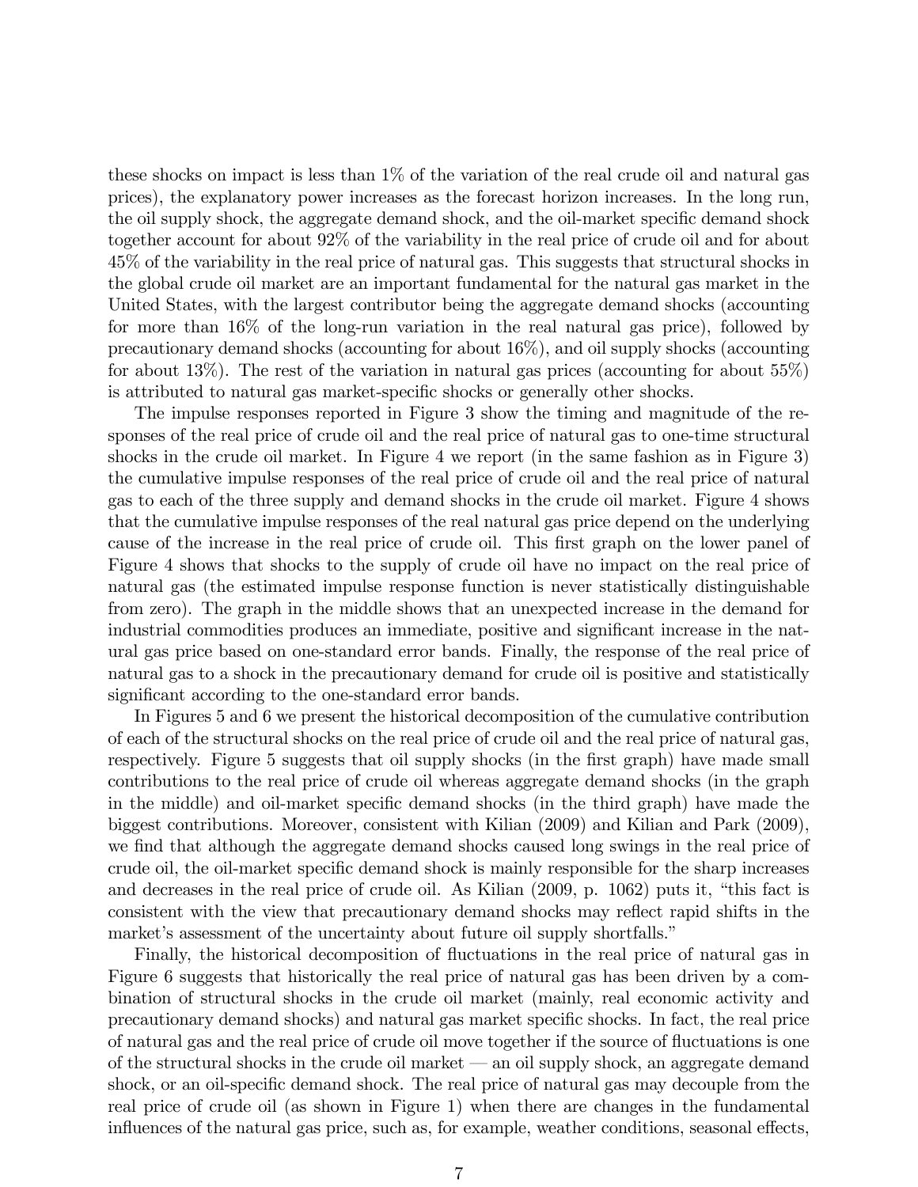these shocks on impact is less than 1% of the variation of the real crude oil and natural gas prices), the explanatory power increases as the forecast horizon increases. In the long run, the oil supply shock, the aggregate demand shock, and the oil-market specific demand shock together account for about 92% of the variability in the real price of crude oil and for about 45% of the variability in the real price of natural gas. This suggests that structural shocks in the global crude oil market are an important fundamental for the natural gas market in the United States, with the largest contributor being the aggregate demand shocks (accounting for more than 16% of the long-run variation in the real natural gas price), followed by precautionary demand shocks (accounting for about 16%), and oil supply shocks (accounting for about 13%). The rest of the variation in natural gas prices (accounting for about 55%) is attributed to natural gas market-specific shocks or generally other shocks.

The impulse responses reported in Figure 3 show the timing and magnitude of the responses of the real price of crude oil and the real price of natural gas to one-time structural shocks in the crude oil market. In Figure 4 we report (in the same fashion as in Figure 3) the cumulative impulse responses of the real price of crude oil and the real price of natural gas to each of the three supply and demand shocks in the crude oil market. Figure 4 shows that the cumulative impulse responses of the real natural gas price depend on the underlying cause of the increase in the real price of crude oil. This first graph on the lower panel of Figure 4 shows that shocks to the supply of crude oil have no impact on the real price of natural gas (the estimated impulse response function is never statistically distinguishable from zero). The graph in the middle shows that an unexpected increase in the demand for industrial commodities produces an immediate, positive and significant increase in the natural gas price based on one-standard error bands. Finally, the response of the real price of natural gas to a shock in the precautionary demand for crude oil is positive and statistically significant according to the one-standard error bands.

In Figures 5 and 6 we present the historical decomposition of the cumulative contribution of each of the structural shocks on the real price of crude oil and the real price of natural gas, respectively. Figure 5 suggests that oil supply shocks (in the first graph) have made small contributions to the real price of crude oil whereas aggregate demand shocks (in the graph in the middle) and oil-market specific demand shocks (in the third graph) have made the biggest contributions. Moreover, consistent with Kilian (2009) and Kilian and Park (2009), we find that although the aggregate demand shocks caused long swings in the real price of crude oil, the oil-market specific demand shock is mainly responsible for the sharp increases and decreases in the real price of crude oil. As Kilian (2009, p. 1062) puts it, "this fact is consistent with the view that precautionary demand shocks may reflect rapid shifts in the market's assessment of the uncertainty about future oil supply shortfalls."

Finally, the historical decomposition of fluctuations in the real price of natural gas in Figure 6 suggests that historically the real price of natural gas has been driven by a combination of structural shocks in the crude oil market (mainly, real economic activity and precautionary demand shocks) and natural gas market specific shocks. In fact, the real price of natural gas and the real price of crude oil move together if the source of fluctuations is one of the structural shocks in the crude oil market — an oil supply shock, an aggregate demand shock, or an oil-specific demand shock. The real price of natural gas may decouple from the real price of crude oil (as shown in Figure 1) when there are changes in the fundamental influences of the natural gas price, such as, for example, weather conditions, seasonal effects,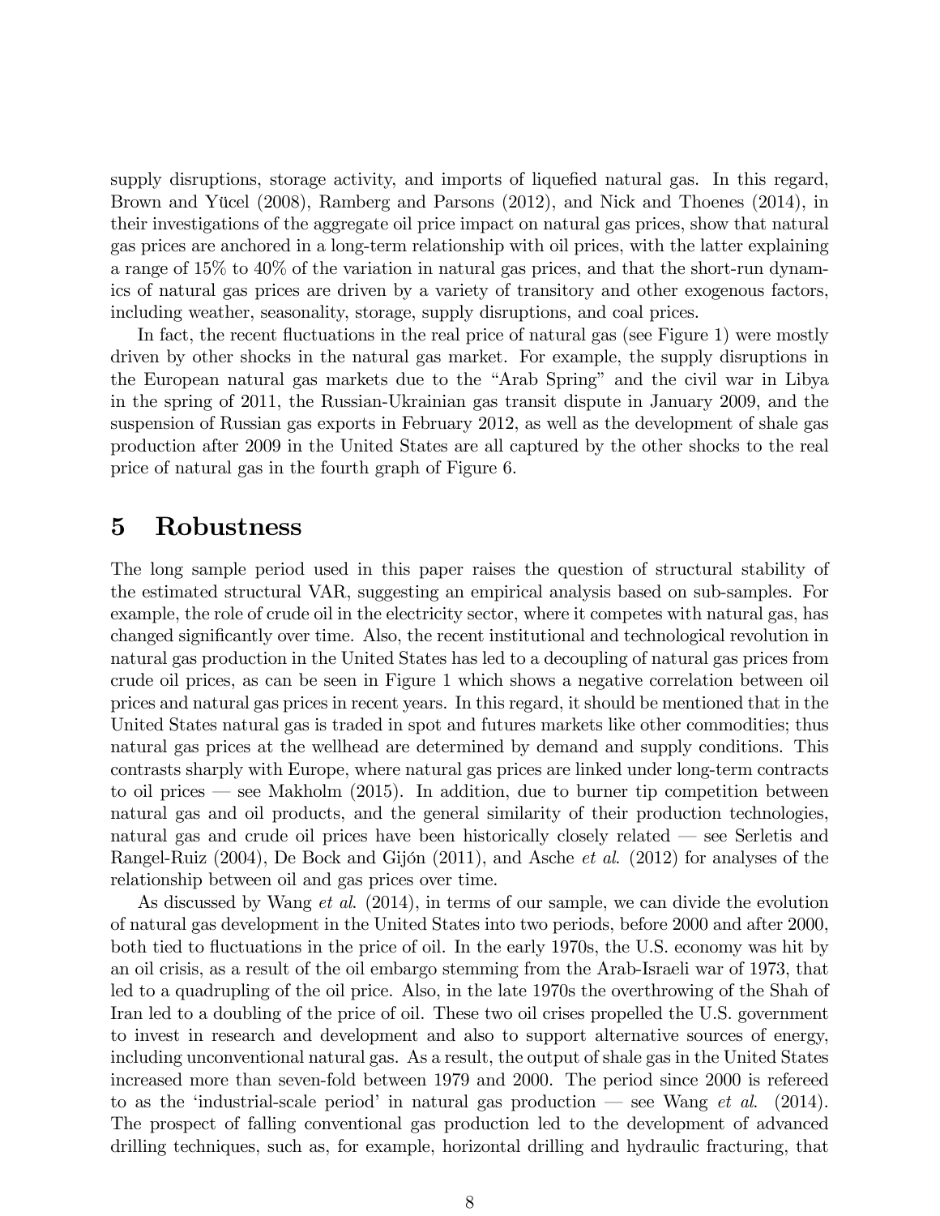supply disruptions, storage activity, and imports of liquefied natural gas. In this regard, Brown and Yücel (2008), Ramberg and Parsons (2012), and Nick and Thoenes (2014), in their investigations of the aggregate oil price impact on natural gas prices, show that natural gas prices are anchored in a long-term relationship with oil prices, with the latter explaining a range of 15% to 40% of the variation in natural gas prices, and that the short-run dynamics of natural gas prices are driven by a variety of transitory and other exogenous factors, including weather, seasonality, storage, supply disruptions, and coal prices.

In fact, the recent fluctuations in the real price of natural gas (see Figure 1) were mostly driven by other shocks in the natural gas market. For example, the supply disruptions in the European natural gas markets due to the "Arab Spring" and the civil war in Libya in the spring of 2011, the Russian-Ukrainian gas transit dispute in January 2009, and the suspension of Russian gas exports in February 2012, as well as the development of shale gas production after 2009 in the United States are all captured by the other shocks to the real price of natural gas in the fourth graph of Figure 6.

# 5 Robustness

The long sample period used in this paper raises the question of structural stability of the estimated structural VAR, suggesting an empirical analysis based on sub-samples. For example, the role of crude oil in the electricity sector, where it competes with natural gas, has changed significantly over time. Also, the recent institutional and technological revolution in natural gas production in the United States has led to a decoupling of natural gas prices from crude oil prices, as can be seen in Figure 1 which shows a negative correlation between oil prices and natural gas prices in recent years. In this regard, it should be mentioned that in the United States natural gas is traded in spot and futures markets like other commodities; thus natural gas prices at the wellhead are determined by demand and supply conditions. This contrasts sharply with Europe, where natural gas prices are linked under long-term contracts to oil prices — see Makholm (2015). In addition, due to burner tip competition between natural gas and oil products, and the general similarity of their production technologies, natural gas and crude oil prices have been historically closely related — see Serletis and Rangel-Ruiz (2004), De Bock and Gijón (2011), and Asche *et al.* (2012) for analyses of the relationship between oil and gas prices over time.

As discussed by Wang *et al.* (2014), in terms of our sample, we can divide the evolution of natural gas development in the United States into two periods, before 2000 and after 2000, both tied to fluctuations in the price of oil. In the early 1970s, the U.S. economy was hit by an oil crisis, as a result of the oil embargo stemming from the Arab-Israeli war of 1973, that led to a quadrupling of the oil price. Also, in the late 1970s the overthrowing of the Shah of Iran led to a doubling of the price of oil. These two oil crises propelled the U.S. government to invest in research and development and also to support alternative sources of energy, including unconventional natural gas. As a result, the output of shale gas in the United States increased more than seven-fold between 1979 and 2000. The period since 2000 is refereed to as the 'industrial-scale period' in natural gas production — see Wang *et al.* (2014). The prospect of falling conventional gas production led to the development of advanced drilling techniques, such as, for example, horizontal drilling and hydraulic fracturing, that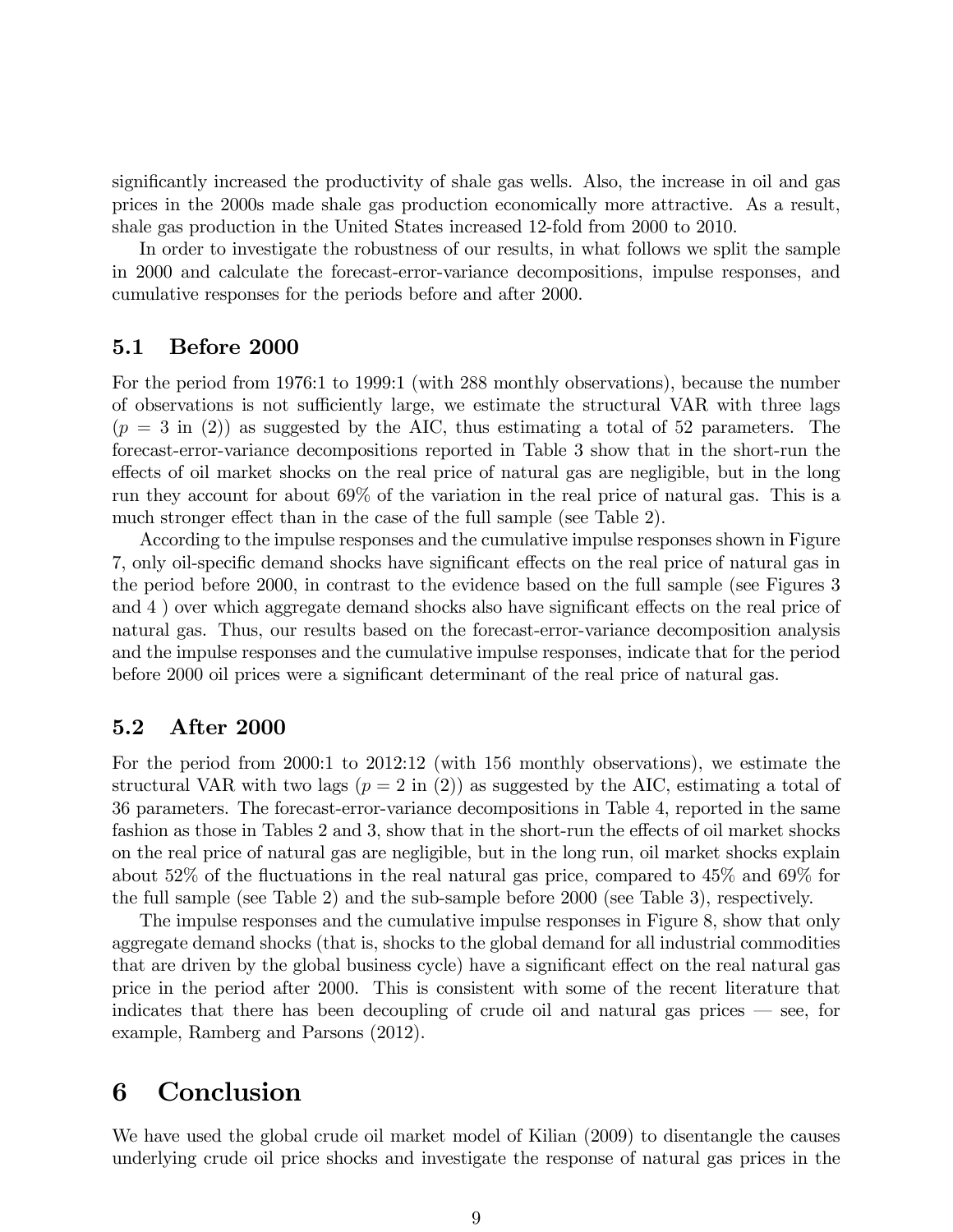significantly increased the productivity of shale gas wells. Also, the increase in oil and gas prices in the 2000s made shale gas production economically more attractive. As a result, shale gas production in the United States increased 12-fold from 2000 to 2010.

In order to investigate the robustness of our results, in what follows we split the sample in 2000 and calculate the forecast-error-variance decompositions, impulse responses, and cumulative responses for the periods before and after 2000.

## 5.1 Before 2000

For the period from 1976:1 to 1999:1 (with 288 monthly observations), because the number of observations is not sufficiently large, we estimate the structural VAR with three lags ($p = 3$ in (2)) as suggested by the AIC, thus estimating a total of 52 parameters. The forecast-error-variance decompositions reported in Table 3 show that in the short-run the effects of oil market shocks on the real price of natural gas are negligible, but in the long run they account for about 69% of the variation in the real price of natural gas. This is a much stronger effect than in the case of the full sample (see Table 2).

According to the impulse responses and the cumulative impulse responses shown in Figure 7, only oil-specific demand shocks have significant effects on the real price of natural gas in the period before 2000, in contrast to the evidence based on the full sample (see Figures 3 and 4 ) over which aggregate demand shocks also have significant effects on the real price of natural gas. Thus, our results based on the forecast-error-variance decomposition analysis and the impulse responses and the cumulative impulse responses, indicate that for the period before 2000 oil prices were a significant determinant of the real price of natural gas.

## 5.2 After 2000

For the period from 2000:1 to 2012:12 (with 156 monthly observations), we estimate the structural VAR with two lags ($p = 2$ in (2)) as suggested by the AIC, estimating a total of 36 parameters. The forecast-error-variance decompositions in Table 4, reported in the same fashion as those in Tables 2 and 3, show that in the short-run the effects of oil market shocks on the real price of natural gas are negligible, but in the long run, oil market shocks explain about 52% of the fluctuations in the real natural gas price, compared to 45% and 69% for the full sample (see Table 2) and the sub-sample before 2000 (see Table 3), respectively.

The impulse responses and the cumulative impulse responses in Figure 8, show that only aggregate demand shocks (that is, shocks to the global demand for all industrial commodities that are driven by the global business cycle) have a significant effect on the real natural gas price in the period after 2000. This is consistent with some of the recent literature that indicates that there has been decoupling of crude oil and natural gas prices — see, for example, Ramberg and Parsons (2012).

# 6 Conclusion

We have used the global crude oil market model of Kilian (2009) to disentangle the causes underlying crude oil price shocks and investigate the response of natural gas prices in the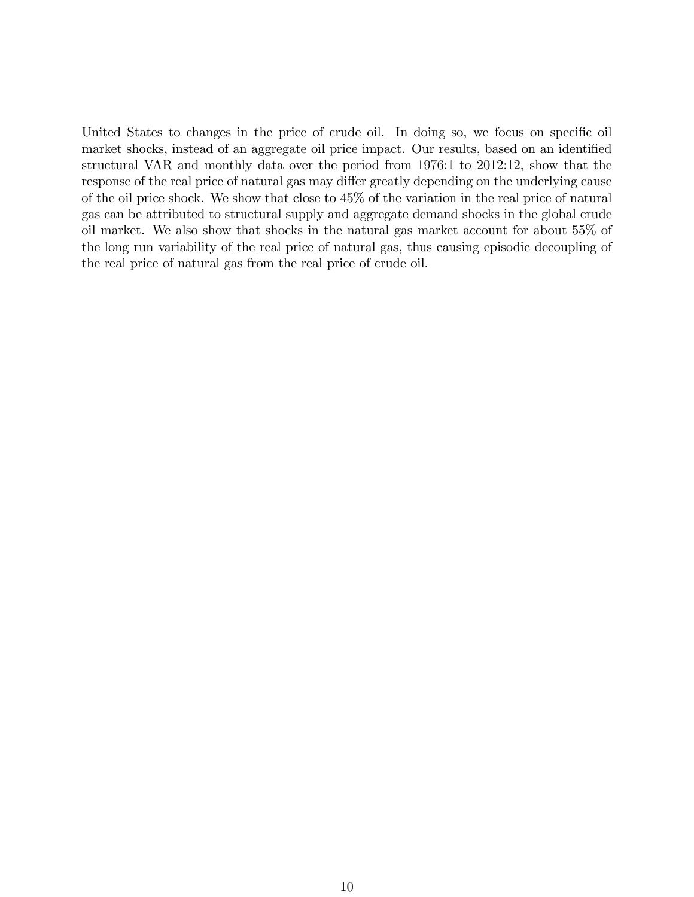United States to changes in the price of crude oil. In doing so, we focus on specific oil market shocks, instead of an aggregate oil price impact. Our results, based on an identified structural VAR and monthly data over the period from 1976:1 to 2012:12, show that the response of the real price of natural gas may differ greatly depending on the underlying cause of the oil price shock. We show that close to 45% of the variation in the real price of natural gas can be attributed to structural supply and aggregate demand shocks in the global crude oil market. We also show that shocks in the natural gas market account for about 55% of the long run variability of the real price of natural gas, thus causing episodic decoupling of the real price of natural gas from the real price of crude oil.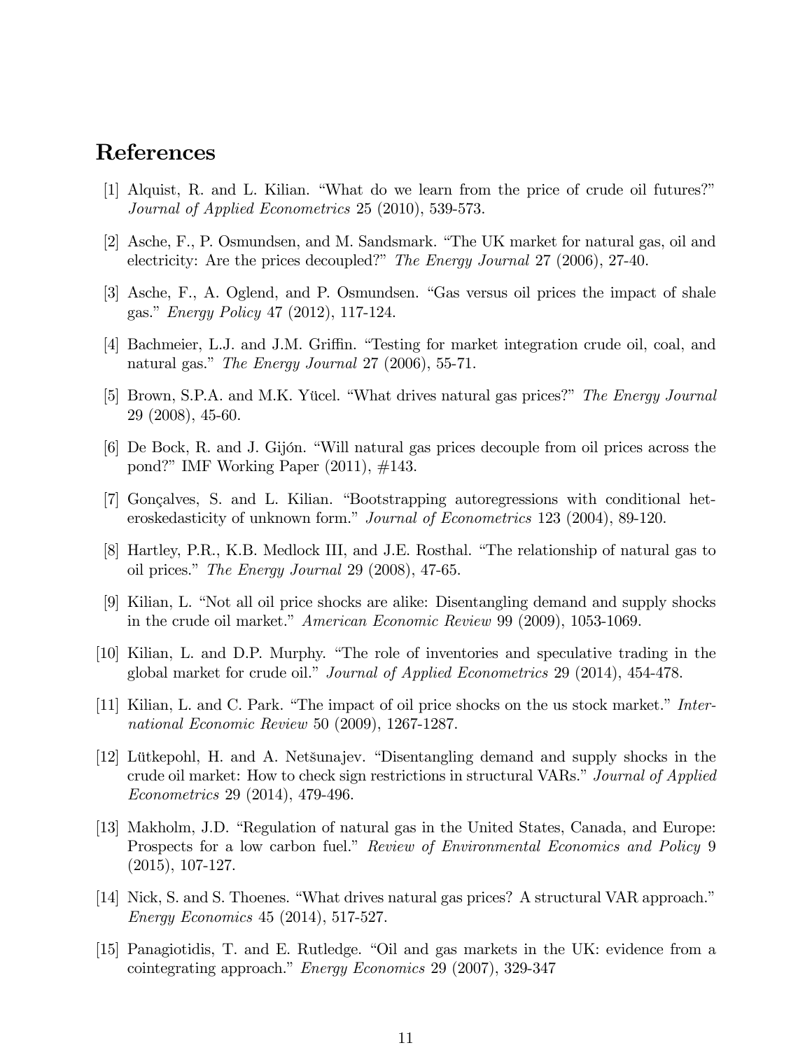## References

[1] Alquist, R. and L. Kilian. "What do we learn from the price of crude oil futures?" *Journal of Applied Econometrics* 25 (2010), 539-573.

[2] Asche, F., P. Osmundsen, and M. Sandsmark. "The UK market for natural gas, oil and electricity: Are the prices decoupled?" *The Energy Journal* 27 (2006), 27-40.

[3] Asche, F., A. Oglend, and P. Osmundsen. "Gas versus oil prices the impact of shale gas." *Energy Policy* 47 (2012), 117-124.

[4] Bachmeier, L.J. and J.M. Griffin. "Testing for market integration crude oil, coal, and natural gas." *The Energy Journal* 27 (2006), 55-71.

[5] Brown, S.P.A. and M.K. Yücel. "What drives natural gas prices?" *The Energy Journal* 29 (2008), 45-60.

[6] De Bock, R. and J. Gijón. "Will natural gas prices decouple from oil prices across the pond?" IMF Working Paper (2011), #143.

[7] Gonçalves, S. and L. Kilian. "Bootstrapping autoregressions with conditional heteroskedasticity of unknown form." *Journal of Econometrics* 123 (2004), 89-120.

[8] Hartley, P.R., K.B. Medlock III, and J.E. Rosthal. "The relationship of natural gas to oil prices." *The Energy Journal* 29 (2008), 47-65.

[9] Kilian, L. "Not all oil price shocks are alike: Disentangling demand and supply shocks in the crude oil market." *American Economic Review* 99 (2009), 1053-1069.

[10] Kilian, L. and D.P. Murphy. "The role of inventories and speculative trading in the global market for crude oil." *Journal of Applied Econometrics* 29 (2014), 454-478.

[11] Kilian, L. and C. Park. "The impact of oil price shocks on the us stock market." *International Economic Review* 50 (2009), 1267-1287.

[12] Lütkepohl, H. and A. Netšunajev. "Disentangling demand and supply shocks in the crude oil market: How to check sign restrictions in structural VARs." *Journal of Applied Econometrics* 29 (2014), 479-496.

[13] Makholm, J.D. "Regulation of natural gas in the United States, Canada, and Europe: Prospects for a low carbon fuel." *Review of Environmental Economics and Policy* 9 (2015), 107-127.

[14] Nick, S. and S. Thoenes. "What drives natural gas prices? A structural VAR approach." *Energy Economics* 45 (2014), 517-527.

[15] Panagiotidis, T. and E. Rutledge. "Oil and gas markets in the UK: evidence from a cointegrating approach." *Energy Economics* 29 (2007), 329-347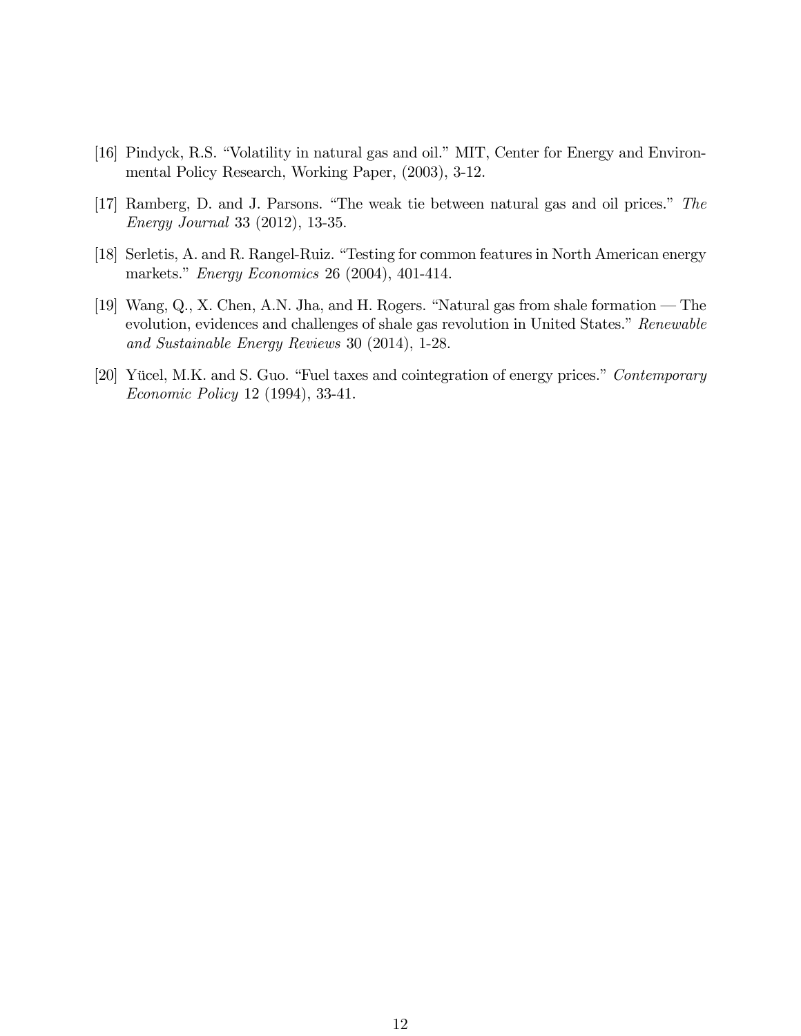[16] Pindyck, R.S. "Volatility in natural gas and oil." MIT, Center for Energy and Environmental Policy Research, Working Paper, (2003), 3-12.

[17] Ramberg, D. and J. Parsons. "The weak tie between natural gas and oil prices." *The Energy Journal* 33 (2012), 13-35.

[18] Serletis, A. and R. Rangel-Ruiz. "Testing for common features in North American energy markets." *Energy Economics* 26 (2004), 401-414.

[19] Wang, Q., X. Chen, A.N. Jha, and H. Rogers. "Natural gas from shale formation — The evolution, evidences and challenges of shale gas revolution in United States." *Renewable and Sustainable Energy Reviews* 30 (2014), 1-28.

[20] Yücel, M.K. and S. Guo. "Fuel taxes and cointegration of energy prices." *Contemporary Economic Policy* 12 (1994), 33-41.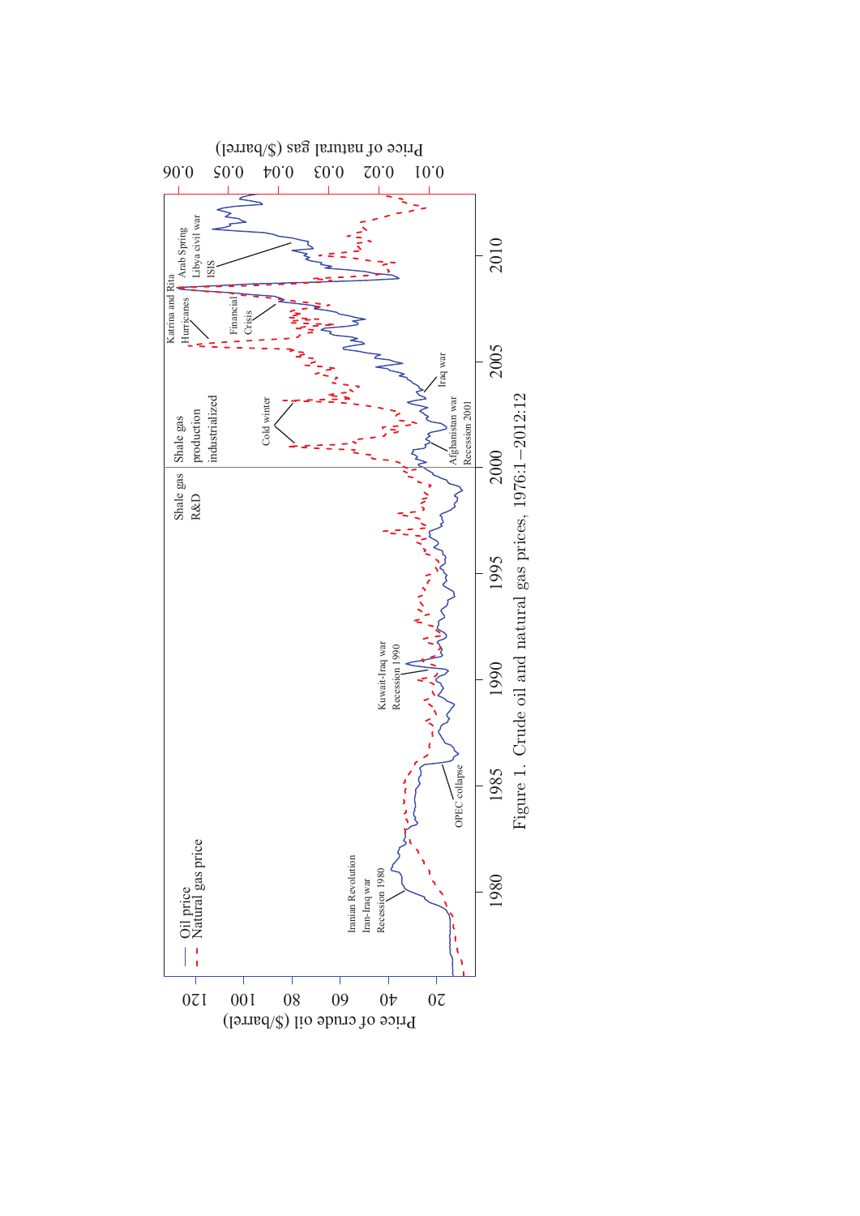Price of natural gas ($/barrel)

0.06 0.05 0.04 0.03 0.02 0.01

Price of crude oil ($/barrel)

120 100 80 60 40 20

1980 1985 1990 1995 2000 2005 2010

Oil price

Natural gas price

Iranian Revolution
Iran-Iraq war
Recession 1980

OPEC collapse

Kuwait-Iraq war
Recession 1990

Shale gas
R&D

Shale gas
production
industrialized

Cold winter

Afghanistan war
Recession 2001

Iraq war

Katrina and Rita
Hurricanes

Financial
Crisis

Arab Spring
Libya civil war
ISIS

Figure 1. Crude oil and natural gas prices, 1976:1−2012:12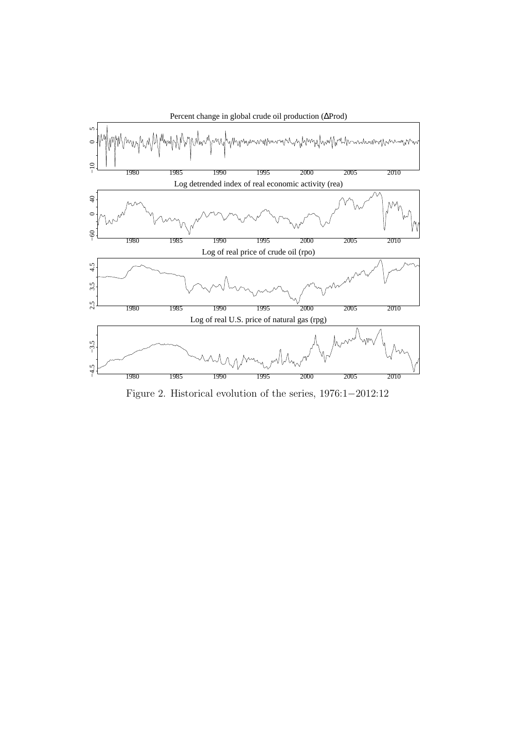Percent change in global crude oil production (ΔProd)

5
0
−10

1980 1985 1990 1995 2000 2005 2010

Log detrended index of real economic activity (rea)

40
0
−60

1980 1985 1990 1995 2000 2005 2010

Log of real price of crude oil (rpo)

4.5
3.5
2.5

1980 1985 1990 1995 2000 2005 2010

Log of real U.S. price of natural gas (rpg)

−3.5
−4.5

1980 1985 1990 1995 2000 2005 2010

Figure 2. Historical evolution of the series, 1976:1−2012:12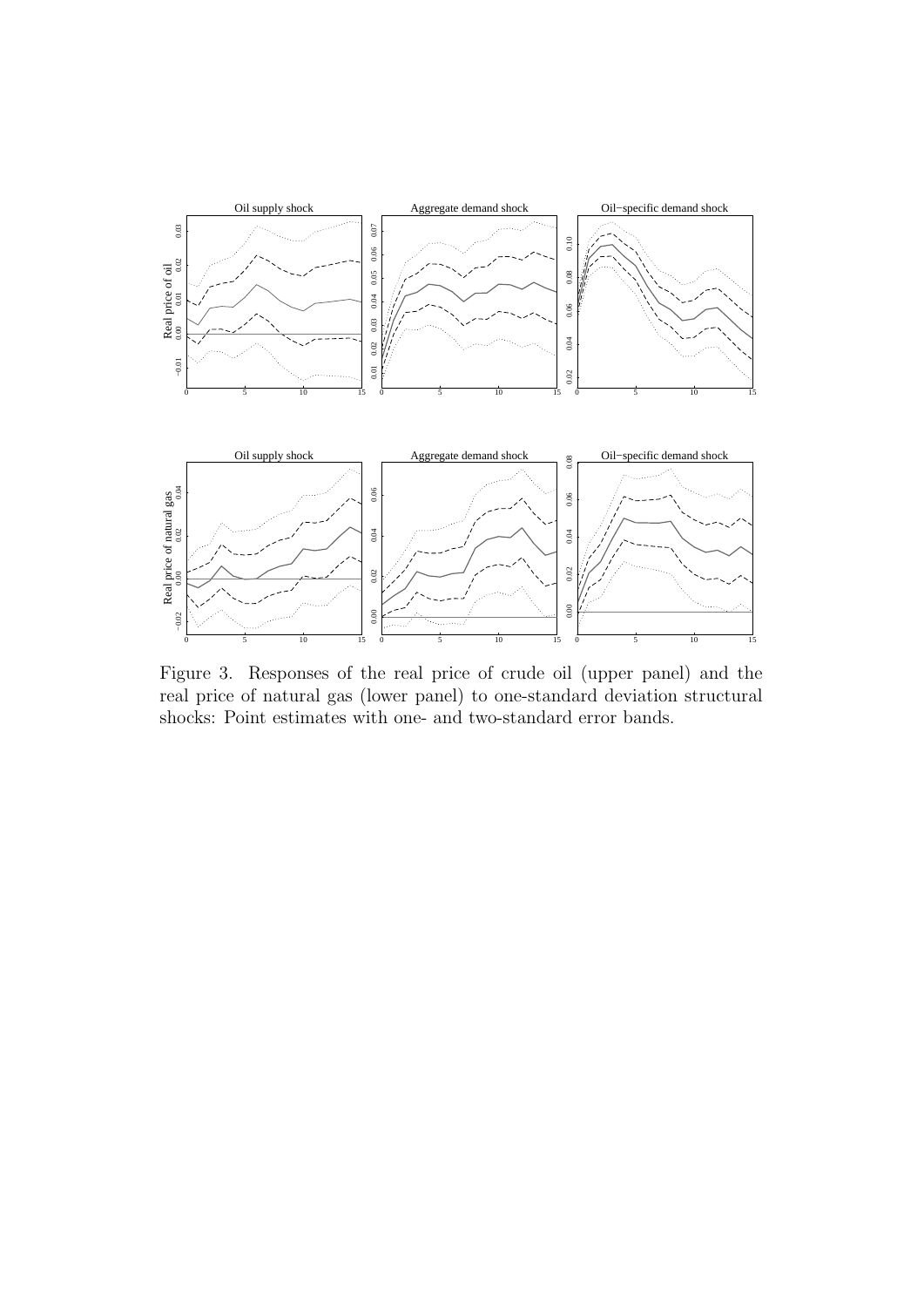Oil supply shock

Aggregate demand shock

Oil−specific demand shock

Real price of oil

−0.01 0.00 0.01 0.02 0.03

0.01 0.02 0.03 0.04 0.05 0.06 0.07

0.02 0.04 0.06 0.08 0.10

0 5 10 15

Oil supply shock

Aggregate demand shock

Oil−specific demand shock

Real price of natural gas

−0.02 0.00 0.02 0.04

0.00 0.02 0.04 0.06

0.00 0.02 0.04 0.06 0.08

0 5 10 15

Figure 3. Responses of the real price of crude oil (upper panel) and the real price of natural gas (lower panel) to one-standard deviation structural shocks: Point estimates with one- and two-standard error bands.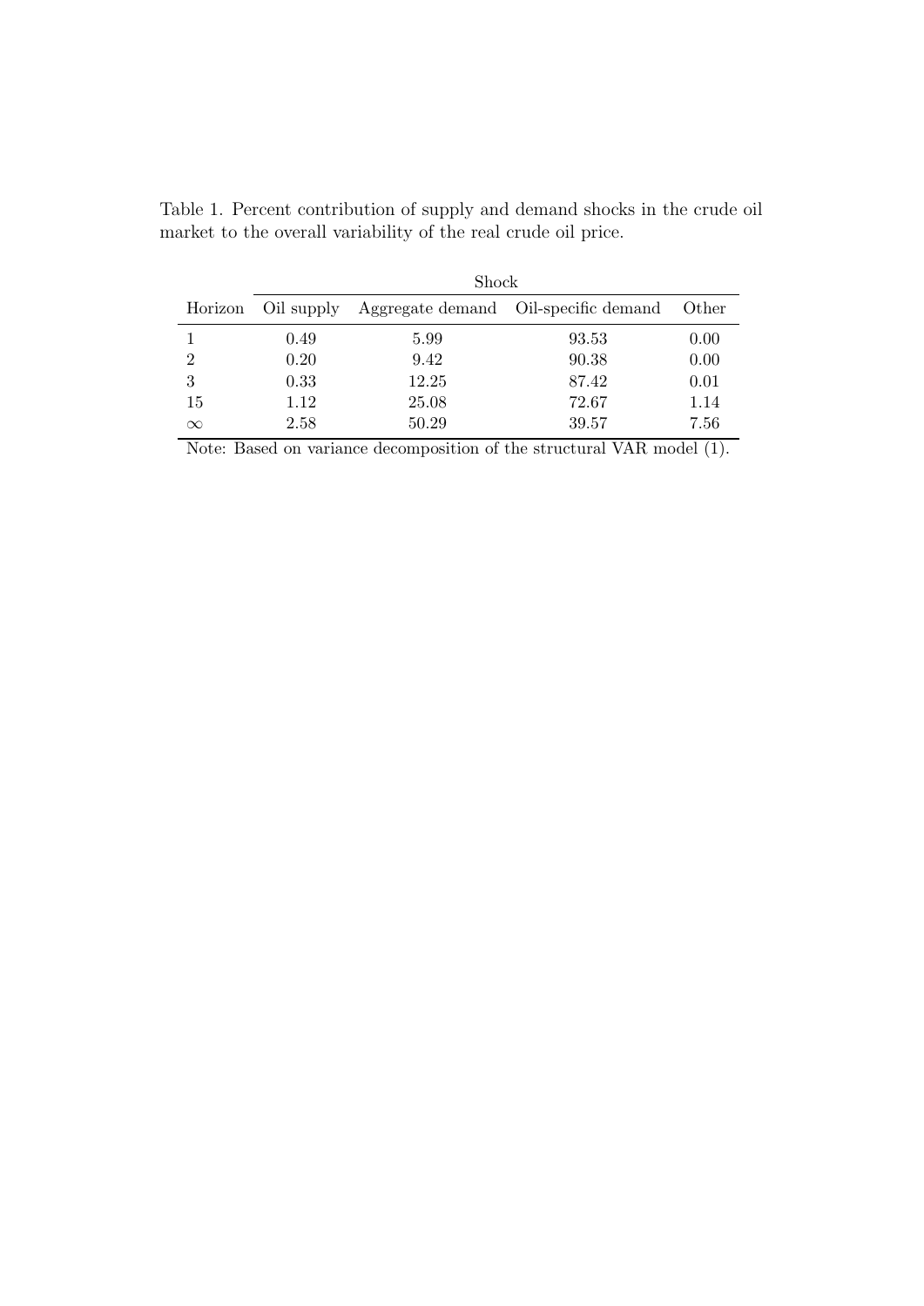Table 1. Percent contribution of supply and demand shocks in the crude oil market to the overall variability of the real crude oil price.

| | Shock | | | |
|---|---|---|---|---|
| Horizon | Oil supply | Aggregate demand | Oil-specific demand | Other |
| 1 | 0.49 | 5.99 | 93.53 | 0.00 |
| 2 | 0.20 | 9.42 | 90.38 | 0.00 |
| 3 | 0.33 | 12.25 | 87.42 | 0.01 |
| 15 | 1.12 | 25.08 | 72.67 | 1.14 |
| $\infty$ | 2.58 | 50.29 | 39.57 | 7.56 |

Note: Based on variance decomposition of the structural VAR model (1).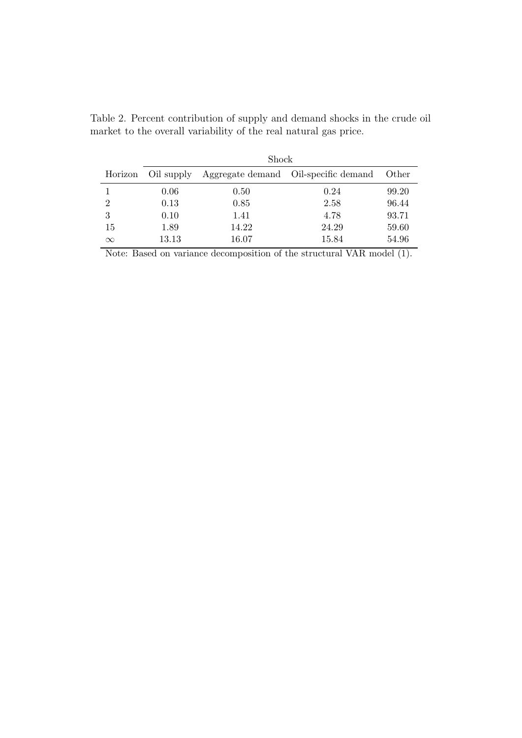Table 2. Percent contribution of supply and demand shocks in the crude oil market to the overall variability of the real natural gas price.

| | Shock | | | |
|---|---|---|---|---|
| Horizon | Oil supply | Aggregate demand | Oil-specific demand | Other |
| 1 | 0.06 | 0.50 | 0.24 | 99.20 |
| 2 | 0.13 | 0.85 | 2.58 | 96.44 |
| 3 | 0.10 | 1.41 | 4.78 | 93.71 |
| 15 | 1.89 | 14.22 | 24.29 | 59.60 |
| $\infty$ | 13.13 | 16.07 | 15.84 | 54.96 |

Note: Based on variance decomposition of the structural VAR model (1).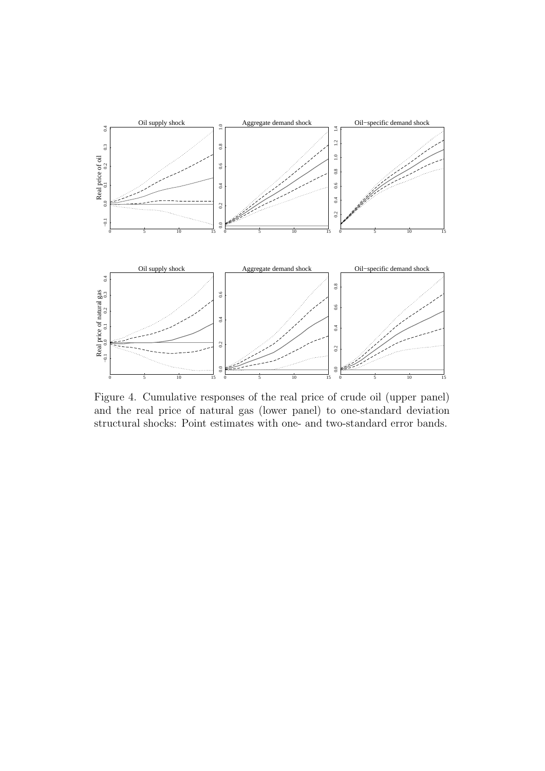Oil supply shock

Aggregate demand shock

Oil−specific demand shock

Real price of oil

0.4
0.3
0.2
0.1
0.0
−0.1

1.0
0.8
0.6
0.4
0.2
0.0

1.4
1.2
1.0
0.8
0.6
0.4
0.2

0 5 10 15

Oil supply shock

Aggregate demand shock

Oil−specific demand shock

Real price of natural gas

0.4
0.3
0.2
0.1
0.0
−0.1

0.6
0.4
0.2
0.0

0.8
0.6
0.4
0.2
0.0

0 5 10 15

Figure 4. Cumulative responses of the real price of crude oil (upper panel) and the real price of natural gas (lower panel) to one-standard deviation structural shocks: Point estimates with one- and two-standard error bands.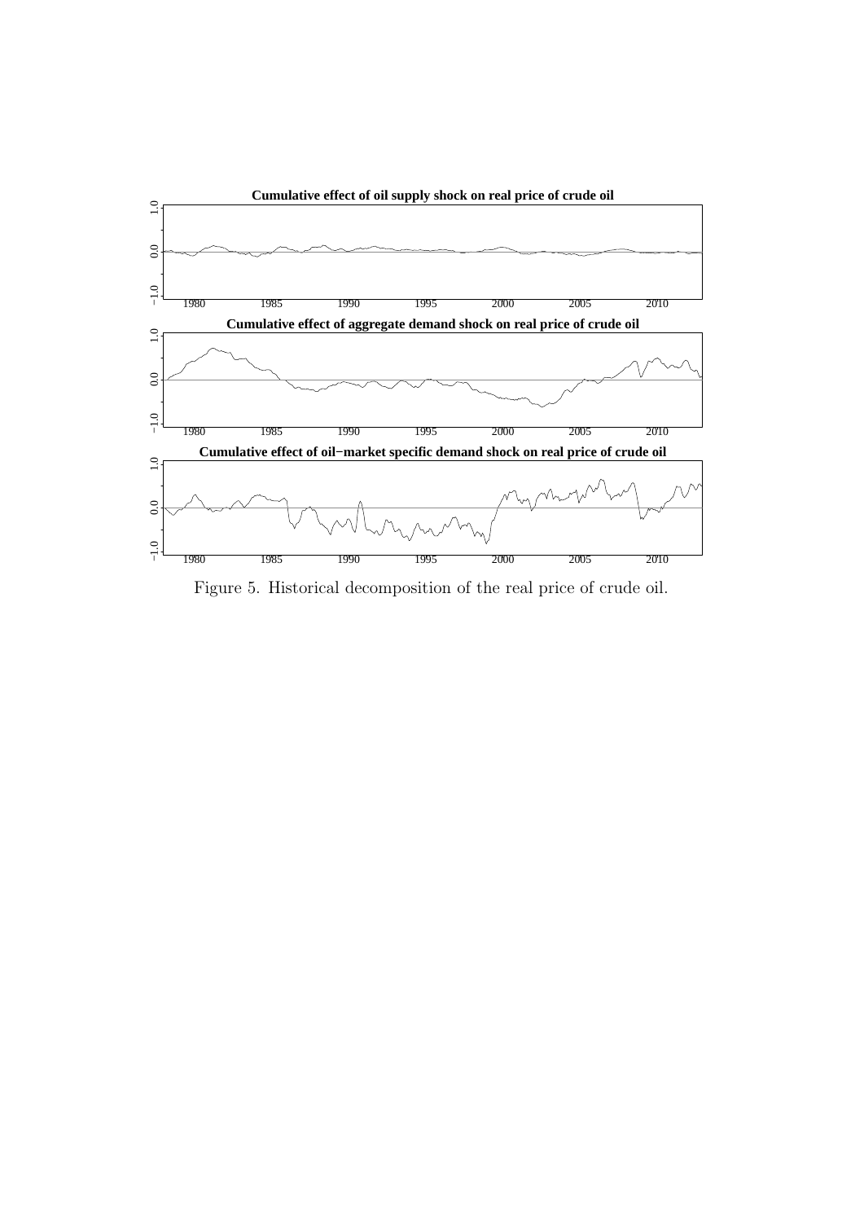Cumulative effect of oil supply shock on real price of crude oil

1.0
0.0
−1.0

1980 1985 1990 1995 2000 2005 2010

Cumulative effect of aggregate demand shock on real price of crude oil

1.0
0.0
−1.0

1980 1985 1990 1995 2000 2005 2010

Cumulative effect of oil−market specific demand shock on real price of crude oil

1.0
0.0
−1.0

1980 1985 1990 1995 2000 2005 2010

Figure 5. Historical decomposition of the real price of crude oil.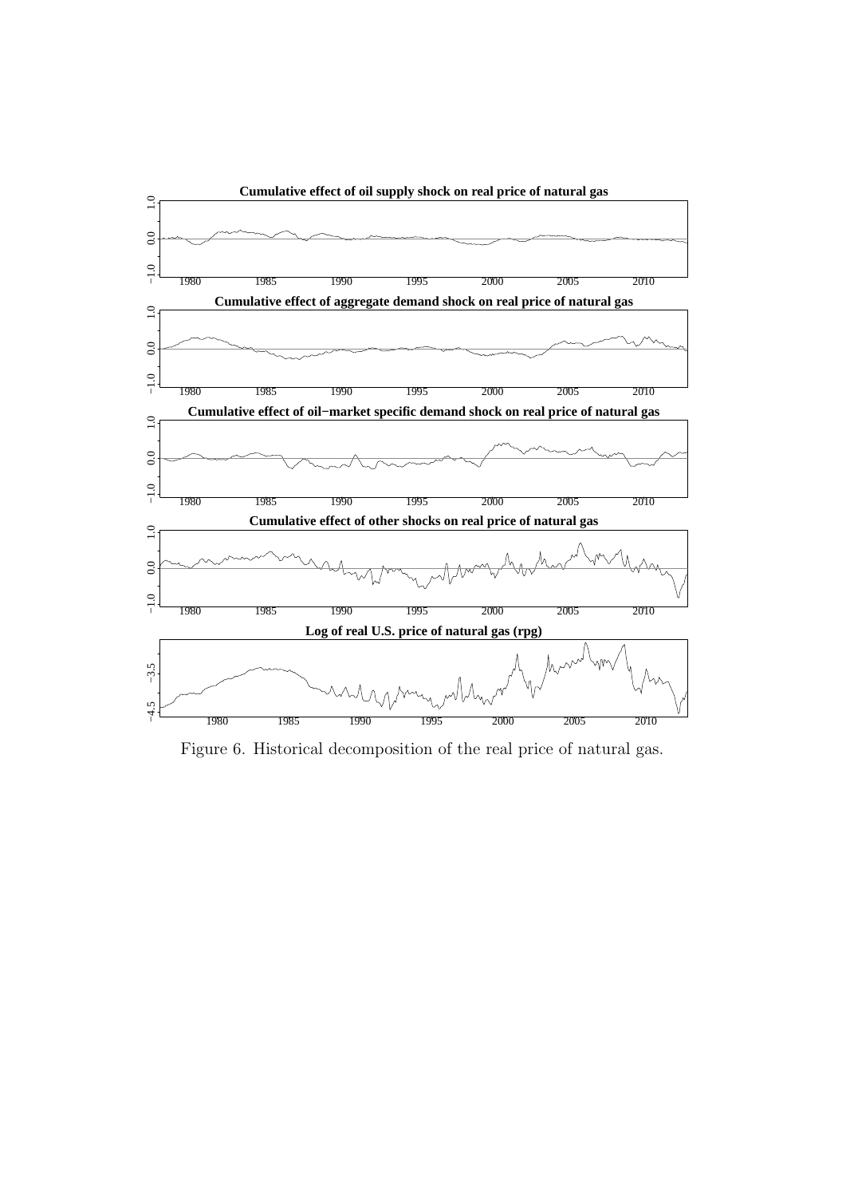Cumulative effect of oil supply shock on real price of natural gas

1.0
0.0
−1.0

1980 1985 1990 1995 2000 2005 2010

Cumulative effect of aggregate demand shock on real price of natural gas

1.0
0.0
−1.0

1980 1985 1990 1995 2000 2005 2010

Cumulative effect of oil−market specific demand shock on real price of natural gas

1.0
0.0
−1.0

1980 1985 1990 1995 2000 2005 2010

Cumulative effect of other shocks on real price of natural gas

1.0
0.0
−1.0

1980 1985 1990 1995 2000 2005 2010

Log of real U.S. price of natural gas (rpg)

−3.5
−4.5

1980 1985 1990 1995 2000 2005 2010

Figure 6. Historical decomposition of the real price of natural gas.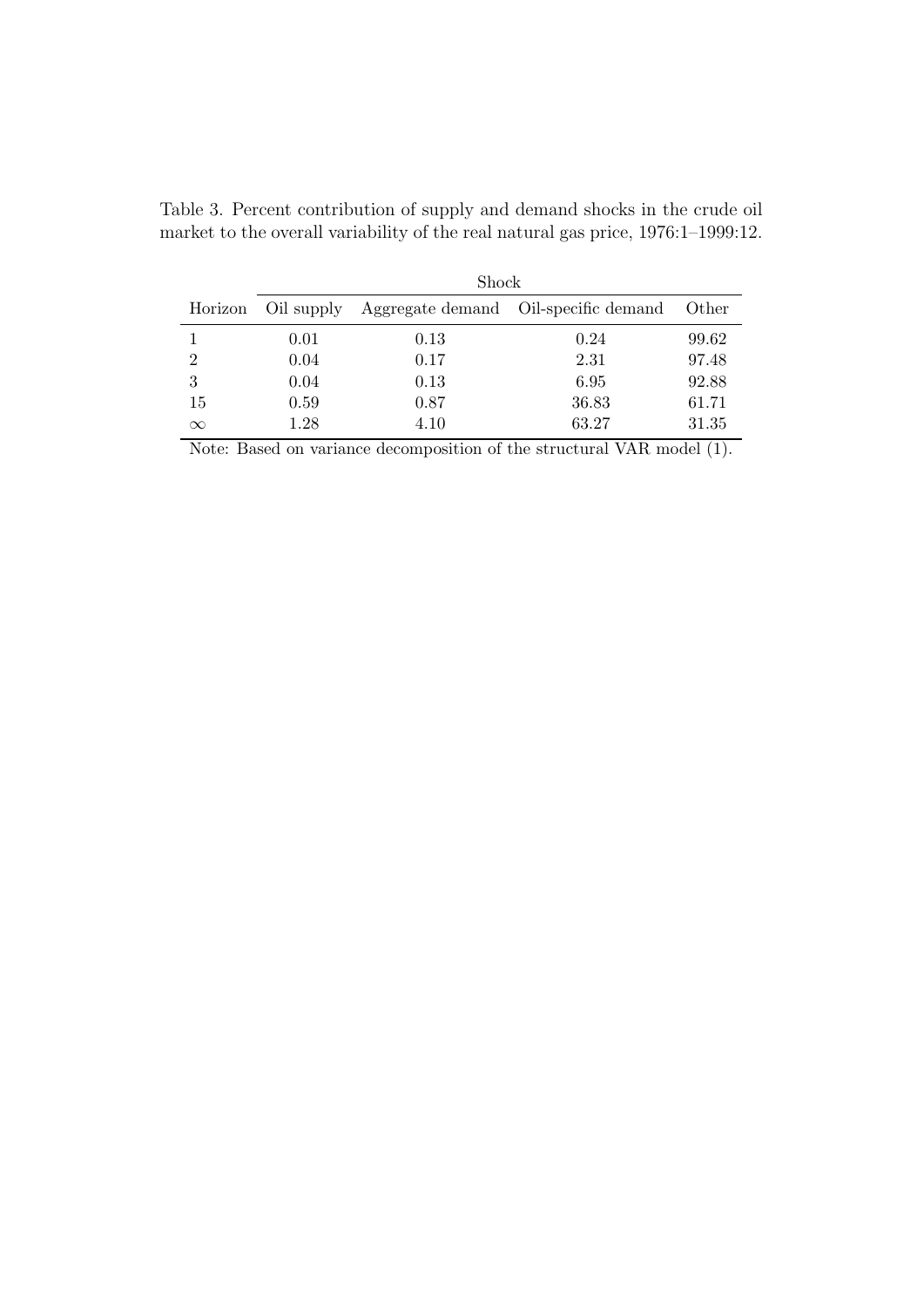Table 3. Percent contribution of supply and demand shocks in the crude oil market to the overall variability of the real natural gas price, 1976:1–1999:12.

| | Shock | | | |
|---|---|---|---|---|
| Horizon | Oil supply | Aggregate demand | Oil-specific demand | Other |
| 1 | 0.01 | 0.13 | 0.24 | 99.62 |
| 2 | 0.04 | 0.17 | 2.31 | 97.48 |
| 3 | 0.04 | 0.13 | 6.95 | 92.88 |
| 15 | 0.59 | 0.87 | 36.83 | 61.71 |
| $\infty$ | 1.28 | 4.10 | 63.27 | 31.35 |

Note: Based on variance decomposition of the structural VAR model (1).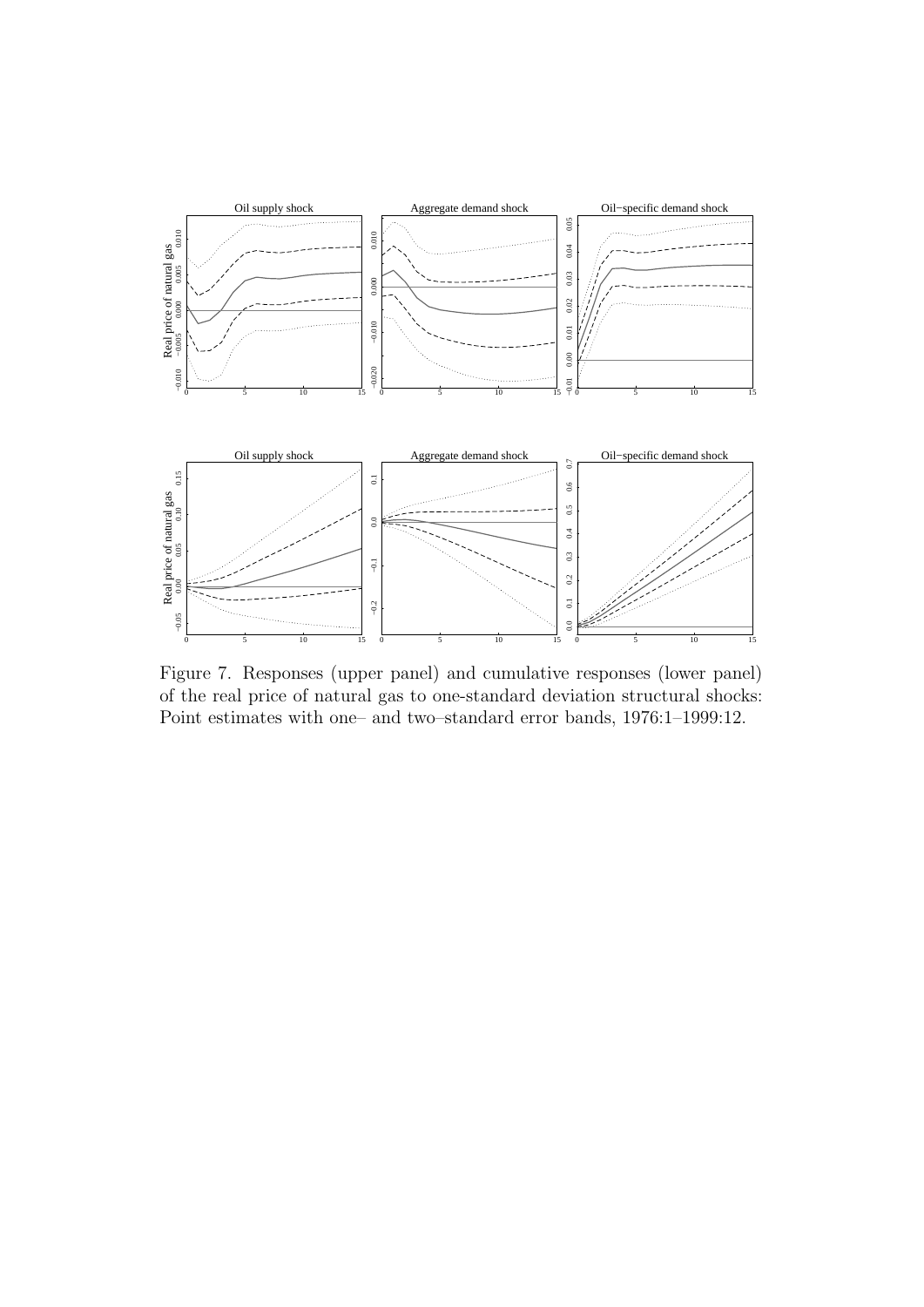Oil supply shock

Aggregate demand shock

Oil−specific demand shock

Real price of natural gas

−0.010 −0.005 0.000 0.005 0.010

−0.020 −0.010 0.000 0.010

−0.01 0.00 0.01 0.02 0.03 0.04 0.05

0 5 10 15

Oil supply shock

Aggregate demand shock

Oil−specific demand shock

Real price of natural gas

−0.05 0.00 0.05 0.10 0.15

−0.2 −0.1 0.0 0.1

0.0 0.1 0.2 0.3 0.4 0.5 0.6 0.7

0 5 10 15

Figure 7. Responses (upper panel) and cumulative responses (lower panel) of the real price of natural gas to one-standard deviation structural shocks: Point estimates with one– and two–standard error bands, 1976:1–1999:12.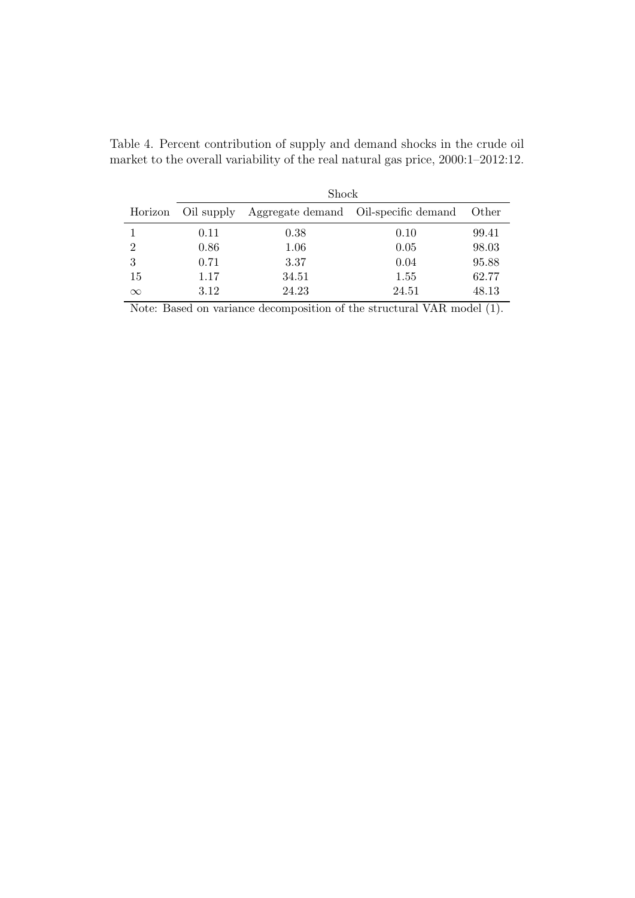Table 4. Percent contribution of supply and demand shocks in the crude oil market to the overall variability of the real natural gas price, 2000:1–2012:12.

| | Shock | | | |
|---|---|---|---|---|
| Horizon | Oil supply | Aggregate demand | Oil-specific demand | Other |
| 1 | 0.11 | 0.38 | 0.10 | 99.41 |
| 2 | 0.86 | 1.06 | 0.05 | 98.03 |
| 3 | 0.71 | 3.37 | 0.04 | 95.88 |
| 15 | 1.17 | 34.51 | 1.55 | 62.77 |
| $\infty$ | 3.12 | 24.23 | 24.51 | 48.13 |

Note: Based on variance decomposition of the structural VAR model (1).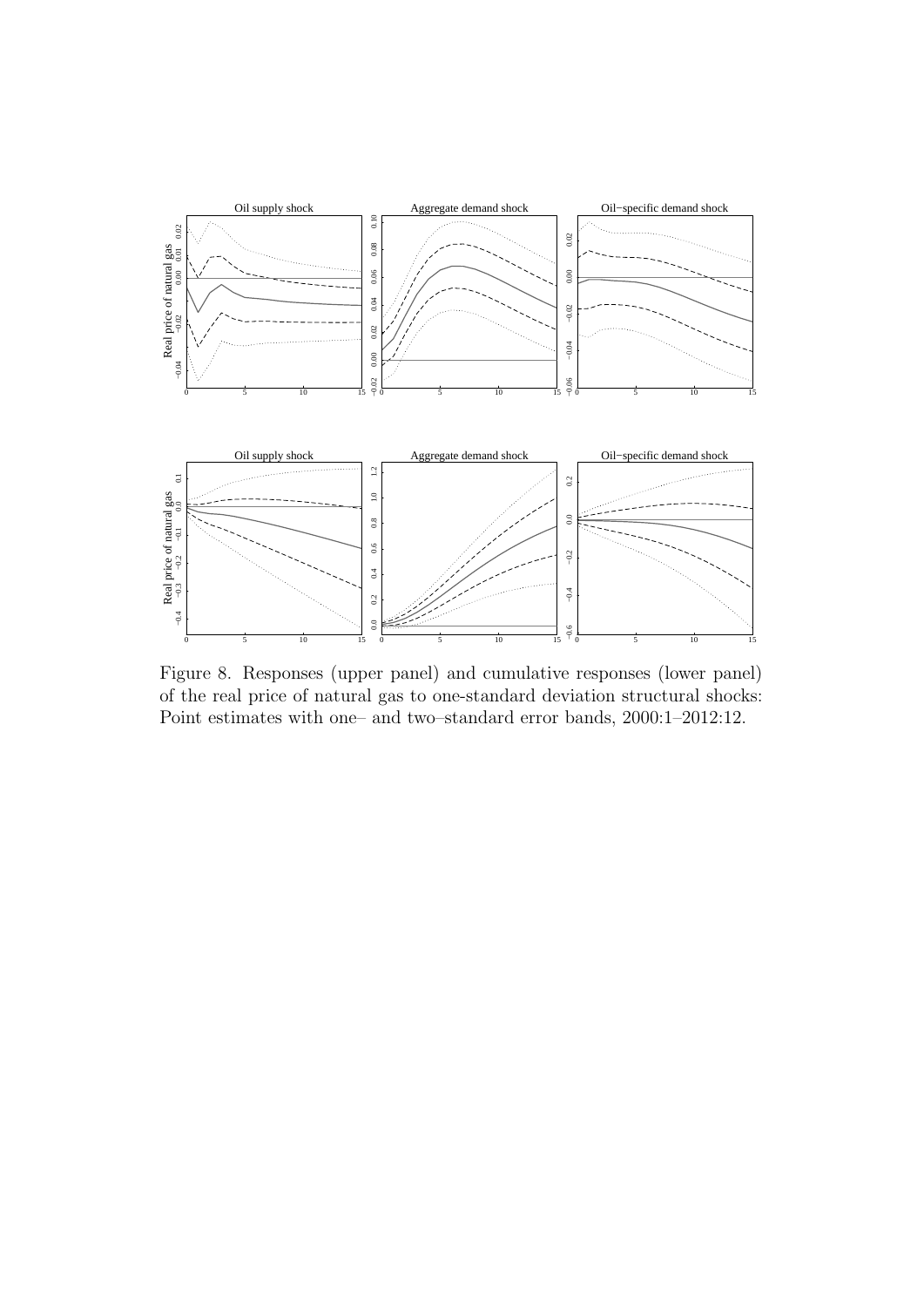Oil supply shock

Aggregate demand shock

Oil−specific demand shock

Real price of natural gas

0.02
0.01
0.00
−0.02
−0.04

0 5 10 15

0.10
0.08
0.06
0.04
0.02
0.00
−0.02

0 5 10 15

0.02
0.00
−0.02
−0.04
−0.06

0 5 10 15

Oil supply shock

Aggregate demand shock

Oil−specific demand shock

Real price of natural gas

0.1
0.0
−0.1
−0.2
−0.3
−0.4

0 5 10 15

1.2
1.0
0.8
0.6
0.4
0.2
0.0

0 5 10 15

0.2
0.0
−0.2
−0.4
−0.6

0 5 10 15

Figure 8. Responses (upper panel) and cumulative responses (lower panel) of the real price of natural gas to one-standard deviation structural shocks: Point estimates with one– and two–standard error bands, 2000:1–2012:12.